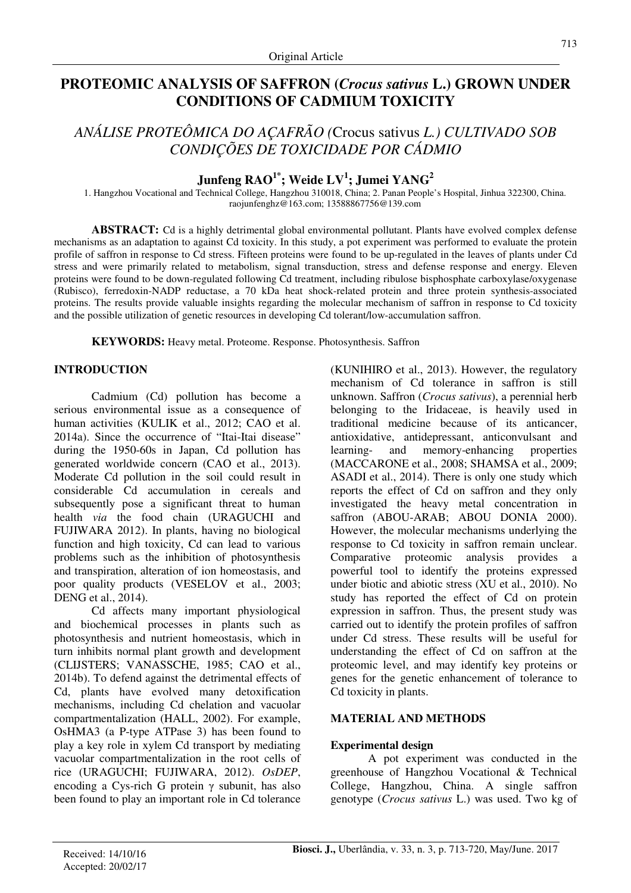Original Article

# PROTEOMIC ANALYSIS OF SAFFRON (*Crocus sativus* L.) GROWN UNDER CONDITIONS OF CADMIUM TOXICITY

## *ANÁLISE PROTEÔMICA DO AÇAFRÃO (*Crocus sativus *L.) CULTIVADO SOB CONDIÇÕES DE TOXICIDADE POR CÁDMIO*

**Junfeng RAO[1*]; Weide LV[1]; Jumei YANG[2]**

1. Hangzhou Vocational and Technical College, Hangzhou 310018, China; 2. Panan People's Hospital, Jinhua 322300, China. raojunfenghz@163.com; 13588867756@139.com

**ABSTRACT:** Cd is a highly detrimental global environmental pollutant. Plants have evolved complex defense mechanisms as an adaptation to against Cd toxicity. In this study, a pot experiment was performed to evaluate the protein profile of saffron in response to Cd stress. Fifteen proteins were found to be up-regulated in the leaves of plants under Cd stress and were primarily related to metabolism, signal transduction, stress and defense response and energy. Eleven proteins were found to be down-regulated following Cd treatment, including ribulose bisphosphate carboxylase/oxygenase (Rubisco), ferredoxin-NADP reductase, a 70 kDa heat shock-related protein and three protein synthesis-associated proteins. The results provide valuable insights regarding the molecular mechanism of saffron in response to Cd toxicity and the possible utilization of genetic resources in developing Cd tolerant/low-accumulation saffron.

**KEYWORDS:** Heavy metal. Proteome. Response. Photosynthesis. Saffron

## INTRODUCTION

Cadmium (Cd) pollution has become a serious environmental issue as a consequence of human activities (KULIK et al., 2012; CAO et al. 2014a). Since the occurrence of "Itai-Itai disease" during the 1950-60s in Japan, Cd pollution has generated worldwide concern (CAO et al., 2013). Moderate Cd pollution in the soil could result in considerable Cd accumulation in cereals and subsequently pose a significant threat to human health *via* the food chain (URAGUCHI and FUJIWARA 2012). In plants, having no biological function and high toxicity, Cd can lead to various problems such as the inhibition of photosynthesis and transpiration, alteration of ion homeostasis, and poor quality products (VESELOV et al., 2003; DENG et al., 2014).

Cd affects many important physiological and biochemical processes in plants such as photosynthesis and nutrient homeostasis, which in turn inhibits normal plant growth and development (CLIJSTERS; VANASSCHE, 1985; CAO et al., 2014b). To defend against the detrimental effects of Cd, plants have evolved many detoxification mechanisms, including Cd chelation and vacuolar compartmentalization (HALL, 2002). For example, OsHMA3 (a P-type ATPase 3) has been found to play a key role in xylem Cd transport by mediating vacuolar compartmentalization in the root cells of rice (URAGUCHI; FUJIWARA, 2012). *OsDEP*, encoding a Cys-rich G protein $\gamma$ subunit, has also been found to play an important role in Cd tolerance (KUNIHIRO et al., 2013). However, the regulatory mechanism of Cd tolerance in saffron is still unknown. Saffron (*Crocus sativus*), a perennial herb belonging to the Iridaceae, is heavily used in traditional medicine because of its anticancer, antioxidative, antidepressant, anticonvulsant and learning- and memory-enhancing properties (MACCARONE et al., 2008; SHAMSA et al., 2009; ASADI et al., 2014). There is only one study which reports the effect of Cd on saffron and they only investigated the heavy metal concentration in saffron (ABOU-ARAB; ABOU DONIA 2000). However, the molecular mechanisms underlying the response to Cd toxicity in saffron remain unclear. Comparative proteomic analysis provides a powerful tool to identify the proteins expressed under biotic and abiotic stress (XU et al., 2010). No study has reported the effect of Cd on protein expression in saffron. Thus, the present study was carried out to identify the protein profiles of saffron under Cd stress. These results will be useful for understanding the effect of Cd on saffron at the proteomic level, and may identify key proteins or genes for the genetic enhancement of tolerance to Cd toxicity in plants.

## MATERIAL AND METHODS

### Experimental design

A pot experiment was conducted in the greenhouse of Hangzhou Vocational & Technical College, Hangzhou, China. A single saffron genotype (*Crocus sativus* L.) was used. Two kg of

Received: 14/10/16
Accepted: 20/02/17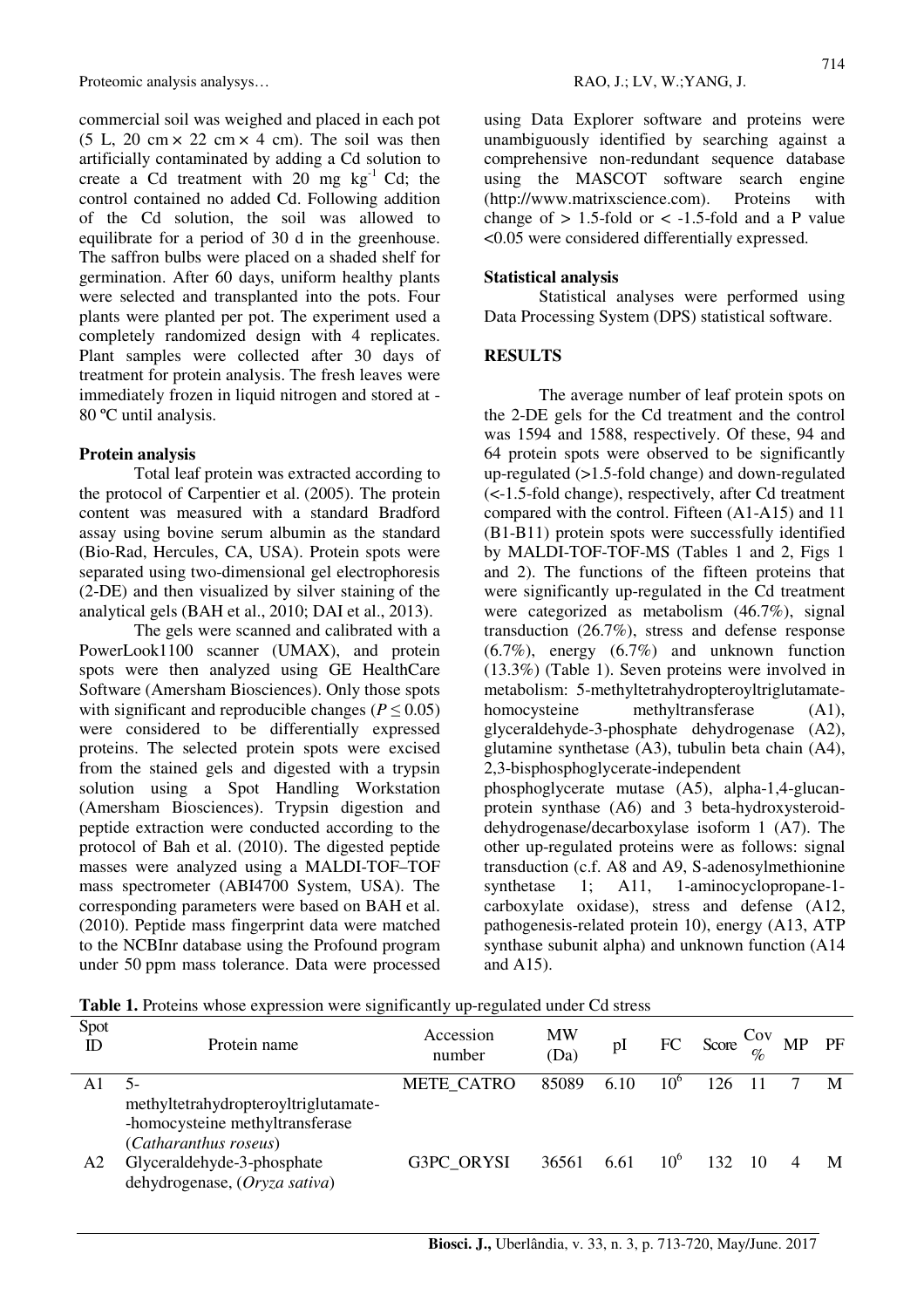commercial soil was weighed and placed in each pot (5 L, 20 cm × 22 cm × 4 cm). The soil was then artificially contaminated by adding a Cd solution to create a Cd treatment with 20 mg $kg^{-1}$ Cd; the control contained no added Cd. Following addition of the Cd solution, the soil was allowed to equilibrate for a period of 30 d in the greenhouse. The saffron bulbs were placed on a shaded shelf for germination. After 60 days, uniform healthy plants were selected and transplanted into the pots. Four plants were planted per pot. The experiment used a completely randomized design with 4 replicates. Plant samples were collected after 30 days of treatment for protein analysis. The fresh leaves were immediately frozen in liquid nitrogen and stored at -80 ºC until analysis.

### Protein analysis

Total leaf protein was extracted according to the protocol of Carpentier et al. (2005). The protein content was measured with a standard Bradford assay using bovine serum albumin as the standard (Bio-Rad, Hercules, CA, USA). Protein spots were separated using two-dimensional gel electrophoresis (2-DE) and then visualized by silver staining of the analytical gels (BAH et al., 2010; DAI et al., 2013).

The gels were scanned and calibrated with a PowerLook1100 scanner (UMAX), and protein spots were then analyzed using GE HealthCare Software (Amersham Biosciences). Only those spots with significant and reproducible changes ($P \leq 0.05$) were considered to be differentially expressed proteins. The selected protein spots were excised from the stained gels and digested with a trypsin solution using a Spot Handling Workstation (Amersham Biosciences). Trypsin digestion and peptide extraction were conducted according to the protocol of Bah et al. (2010). The digested peptide masses were analyzed using a MALDI-TOF–TOF mass spectrometer (ABI4700 System, USA). The corresponding parameters were based on BAH et al. (2010). Peptide mass fingerprint data were matched to the NCBInr database using the Profound program under 50 ppm mass tolerance. Data were processed using Data Explorer software and proteins were unambiguously identified by searching against a comprehensive non-redundant sequence database using the MASCOT software search engine (http://www.matrixscience.com). Proteins with change of > 1.5-fold or < -1.5-fold and a P value <0.05 were considered differentially expressed.

### Statistical analysis

Statistical analyses were performed using Data Processing System (DPS) statistical software.

## RESULTS

The average number of leaf protein spots on the 2-DE gels for the Cd treatment and the control was 1594 and 1588, respectively. Of these, 94 and 64 protein spots were observed to be significantly up-regulated (>1.5-fold change) and down-regulated (<-1.5-fold change), respectively, after Cd treatment compared with the control. Fifteen (A1-A15) and 11 (B1-B11) protein spots were successfully identified by MALDI-TOF-TOF-MS (Tables 1 and 2, Figs 1 and 2). The functions of the fifteen proteins that were significantly up-regulated in the Cd treatment were categorized as metabolism (46.7%), signal transduction (26.7%), stress and defense response (6.7%), energy (6.7%) and unknown function (13.3%) (Table 1). Seven proteins were involved in metabolism: 5-methyltetrahydropteroyltriglutamate-homocysteine methyltransferase (A1), glyceraldehyde-3-phosphate dehydrogenase (A2), glutamine synthetase (A3), tubulin beta chain (A4), 2,3-bisphosphoglycerate-independent phosphoglycerate mutase (A5), alpha-1,4-glucan-protein synthase (A6) and 3 beta-hydroxysteroid-dehydrogenase/decarboxylase isoform 1 (A7). The other up-regulated proteins were as follows: signal transduction (c.f. A8 and A9, S-adenosylmethionine synthetase 1; A11, 1-aminocyclopropane-1-carboxylate oxidase), stress and defense (A12, pathogenesis-related protein 10), energy (A13, ATP synthase subunit alpha) and unknown function (A14 and A15).

**Table 1.** Proteins whose expression were significantly up-regulated under Cd stress

| Spot ID | Protein name | Accession number | MW (Da) | pI | FC | Score | Cov % | MP | PF |
|---|---|---|---|---|---|---|---|---|---|
| A1 | 5-methyltetrahydropteroyltriglutamate--homocysteine methyltransferase (*Catharanthus roseus*) | METE_CATRO | 85089 | 6.10 | $10^6$ | 126 | 11 | 7 | M |
| A2 | Glyceraldehyde-3-phosphate dehydrogenase, (*Oryza sativa*) | G3PC_ORYSI | 36561 | 6.61 | $10^6$ | 132 | 10 | 4 | M |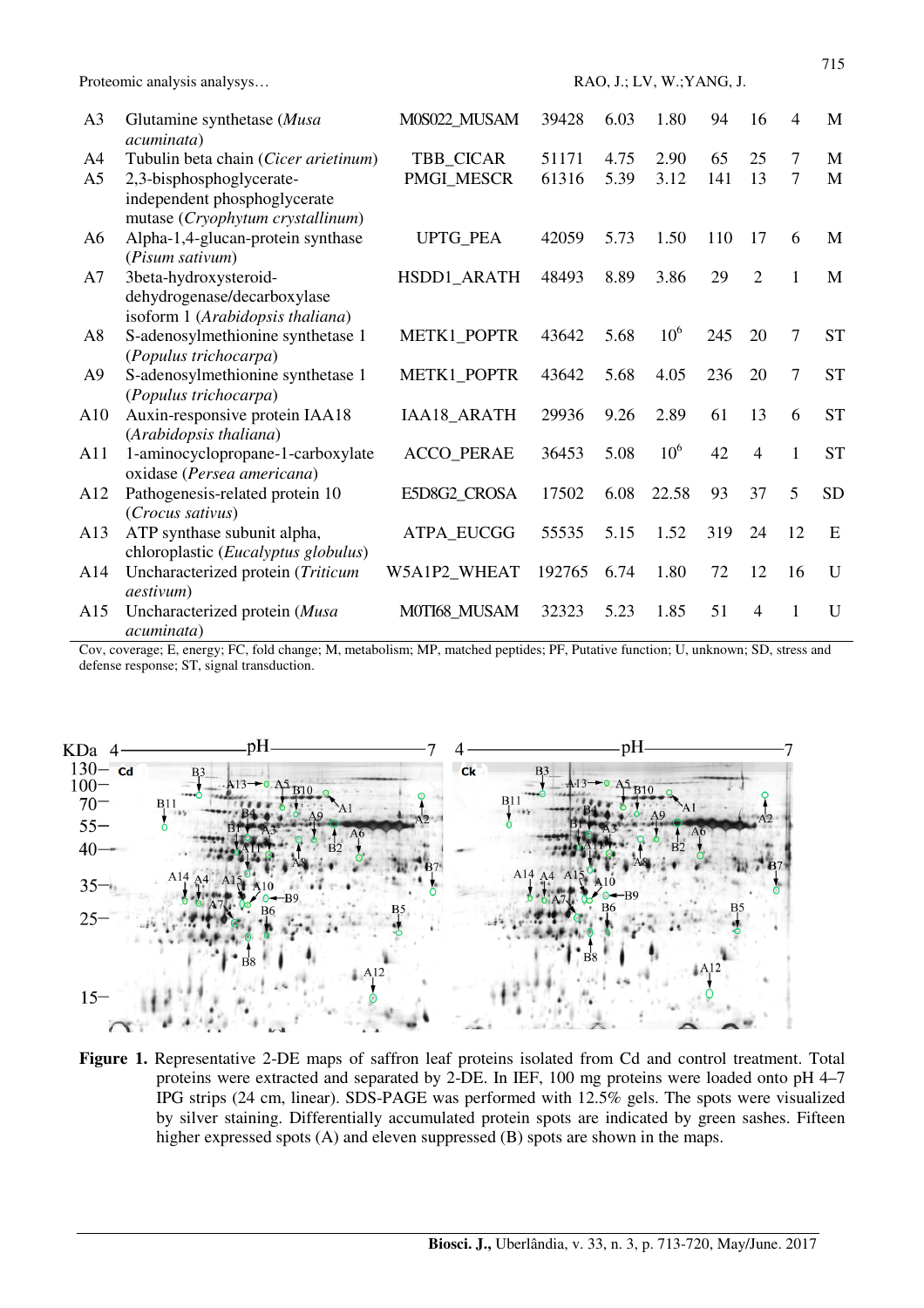| | | | | | | | | | |
|---|---|---|---|---|---|---|---|---|---|
| A3 | Glutamine synthetase (*Musa acuminata*) | M0S022_MUSAM | 39428 | 6.03 | 1.80 | 94 | 16 | 4 | M |
| A4 | Tubulin beta chain (*Cicer arietinum*) | TBB_CICAR | 51171 | 4.75 | 2.90 | 65 | 25 | 7 | M |
| A5 | 2,3-bisphosphoglycerate-independent phosphoglycerate mutase (*Cryophytum crystallinum*) | PMGI_MESCR | 61316 | 5.39 | 3.12 | 141 | 13 | 7 | M |
| A6 | Alpha-1,4-glucan-protein synthase (*Pisum sativum*) | UPTG_PEA | 42059 | 5.73 | 1.50 | 110 | 17 | 6 | M |
| A7 | 3beta-hydroxysteroid-dehydrogenase/decarboxylase isoform 1 (*Arabidopsis thaliana*) | HSDD1_ARATH | 48493 | 8.89 | 3.86 | 29 | 2 | 1 | M |
| A8 | S-adenosylmethionine synthetase 1 (*Populus trichocarpa*) | METK1_POPTR | 43642 | 5.68 | $10^6$ | 245 | 20 | 7 | ST |
| A9 | S-adenosylmethionine synthetase 1 (*Populus trichocarpa*) | METK1_POPTR | 43642 | 5.68 | 4.05 | 236 | 20 | 7 | ST |
| A10 | Auxin-responsive protein IAA18 (*Arabidopsis thaliana*) | IAA18_ARATH | 29936 | 9.26 | 2.89 | 61 | 13 | 6 | ST |
| A11 | 1-aminocyclopropane-1-carboxylate oxidase (*Persea americana*) | ACCO_PERAE | 36453 | 5.08 | $10^6$ | 42 | 4 | 1 | ST |
| A12 | Pathogenesis-related protein 10 (*Crocus sativus*) | E5D8G2_CROSA | 17502 | 6.08 | 22.58 | 93 | 37 | 5 | SD |
| A13 | ATP synthase subunit alpha, chloroplastic (*Eucalyptus globulus*) | ATPA_EUCGG | 55535 | 5.15 | 1.52 | 319 | 24 | 12 | E |
| A14 | Uncharacterized protein (*Triticum aestivum*) | W5A1P2_WHEAT | 192765 | 6.74 | 1.80 | 72 | 12 | 16 | U |
| A15 | Uncharacterized protein (*Musa acuminata*) | M0TI68_MUSAM | 32323 | 5.23 | 1.85 | 51 | 4 | 1 | U |

Cov, coverage; E, energy; FC, fold change; M, metabolism; MP, matched peptides; PF, Putative function; U, unknown; SD, stress and defense response; ST, signal transduction.

**Figure 1.** Representative 2-DE maps of saffron leaf proteins isolated from Cd and control treatment. Total proteins were extracted and separated by 2-DE. In IEF, 100 mg proteins were loaded onto pH 4–7 IPG strips (24 cm, linear). SDS-PAGE was performed with 12.5% gels. The spots were visualized by silver staining. Differentially accumulated protein spots are indicated by green sashes. Fifteen higher expressed spots (A) and eleven suppressed (B) spots are shown in the maps.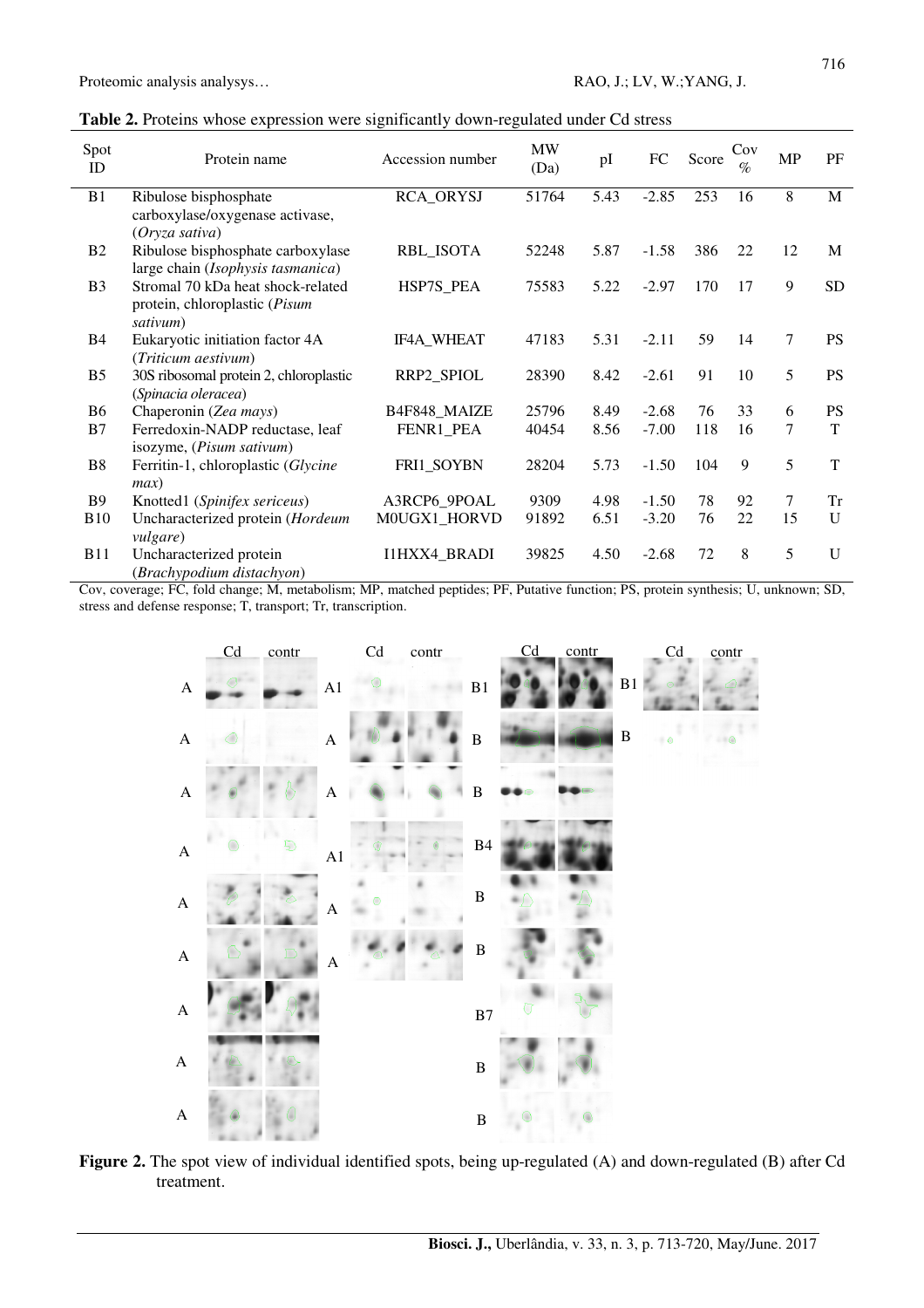**Table 2.** Proteins whose expression were significantly down-regulated under Cd stress

| Spot ID | Protein name | Accession number | MW (Da) | pI | FC | Score | Cov % | MP | PF |
|---|---|---|---|---|---|---|---|---|---|
| B1 | Ribulose bisphosphate carboxylase/oxygenase activase, (*Oryza sativa*) | RCA_ORYSJ | 51764 | 5.43 | -2.85 | 253 | 16 | 8 | M |
| B2 | Ribulose bisphosphate carboxylase large chain (*Isophysis tasmanica*) | RBL_ISOTA | 52248 | 5.87 | -1.58 | 386 | 22 | 12 | M |
| B3 | Stromal 70 kDa heat shock-related protein, chloroplastic (*Pisum sativum*) | HSP7S_PEA | 75583 | 5.22 | -2.97 | 170 | 17 | 9 | SD |
| B4 | Eukaryotic initiation factor 4A (*Triticum aestivum*) | IF4A_WHEAT | 47183 | 5.31 | -2.11 | 59 | 14 | 7 | PS |
| B5 | 30S ribosomal protein 2, chloroplastic (*Spinacia oleracea*) | RRP2_SPIOL | 28390 | 8.42 | -2.61 | 91 | 10 | 5 | PS |
| B6 | Chaperonin (*Zea mays*) | B4F848_MAIZE | 25796 | 8.49 | -2.68 | 76 | 33 | 6 | PS |
| B7 | Ferredoxin-NADP reductase, leaf isozyme, (*Pisum sativum*) | FENR1_PEA | 40454 | 8.56 | -7.00 | 118 | 16 | 7 | T |
| B8 | Ferritin-1, chloroplastic (*Glycine max*) | FRI1_SOYBN | 28204 | 5.73 | -1.50 | 104 | 9 | 5 | T |
| B9 | Knotted1 (*Spinifex sericeus*) | A3RCP6_9POAL | 9309 | 4.98 | -1.50 | 78 | 92 | 7 | Tr |
| B10 | Uncharacterized protein (*Hordeum vulgare*) | M0UGX1_HORVD | 91892 | 6.51 | -3.20 | 76 | 22 | 15 | U |
| B11 | Uncharacterized protein (*Brachypodium distachyon*) | I1HXX4_BRADI | 39825 | 4.50 | -2.68 | 72 | 8 | 5 | U |

Cov, coverage; FC, fold change; M, metabolism; MP, matched peptides; PF, Putative function; PS, protein synthesis; U, unknown; SD, stress and defense response; T, transport; Tr, transcription.

**Figure 2.** The spot view of individual identified spots, being up-regulated (A) and down-regulated (B) after Cd treatment.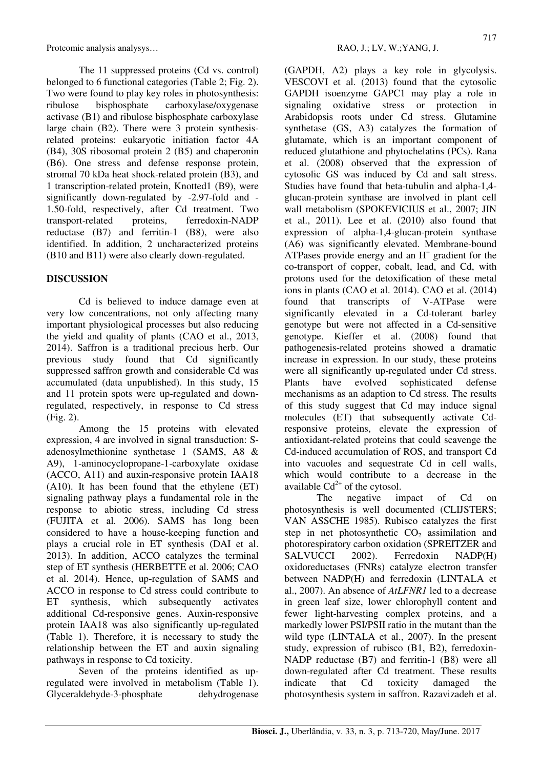The 11 suppressed proteins (Cd vs. control) belonged to 6 functional categories (Table 2; Fig. 2). Two were found to play key roles in photosynthesis: ribulose bisphosphate carboxylase/oxygenase activase (B1) and ribulose bisphosphate carboxylase large chain (B2). There were 3 protein synthesis-related proteins: eukaryotic initiation factor 4A (B4), 30S ribosomal protein 2 (B5) and chaperonin (B6). One stress and defense response protein, stromal 70 kDa heat shock-related protein (B3), and 1 transcription-related protein, Knotted1 (B9), were significantly down-regulated by -2.97-fold and -1.50-fold, respectively, after Cd treatment. Two transport-related proteins, ferredoxin-NADP reductase (B7) and ferritin-1 (B8), were also identified. In addition, 2 uncharacterized proteins (B10 and B11) were also clearly down-regulated.

## DISCUSSION

Cd is believed to induce damage even at very low concentrations, not only affecting many important physiological processes but also reducing the yield and quality of plants (CAO et al., 2013, 2014). Saffron is a traditional precious herb. Our previous study found that Cd significantly suppressed saffron growth and considerable Cd was accumulated (data unpublished). In this study, 15 and 11 protein spots were up-regulated and down-regulated, respectively, in response to Cd stress (Fig. 2).

Among the 15 proteins with elevated expression, 4 are involved in signal transduction: S-adenosylmethionine synthetase 1 (SAMS, A8 & A9), 1-aminocyclopropane-1-carboxylate oxidase (ACCO, A11) and auxin-responsive protein IAA18 (A10). It has been found that the ethylene (ET) signaling pathway plays a fundamental role in the response to abiotic stress, including Cd stress (FUJITA et al. 2006). SAMS has long been considered to have a house-keeping function and plays a crucial role in ET synthesis (DAI et al. 2013). In addition, ACCO catalyzes the terminal step of ET synthesis (HERBETTE et al. 2006; CAO et al. 2014). Hence, up-regulation of SAMS and ACCO in response to Cd stress could contribute to ET synthesis, which subsequently activates additional Cd-responsive genes. Auxin-responsive protein IAA18 was also significantly up-regulated (Table 1). Therefore, it is necessary to study the relationship between the ET and auxin signaling pathways in response to Cd toxicity.

Seven of the proteins identified as up-regulated were involved in metabolism (Table 1). Glyceraldehyde-3-phosphate dehydrogenase (GAPDH, A2) plays a key role in glycolysis. VESCOVI et al. (2013) found that the cytosolic GAPDH isoenzyme GAPC1 may play a role in signaling oxidative stress or protection in Arabidopsis roots under Cd stress. Glutamine synthetase (GS, A3) catalyzes the formation of glutamate, which is an important component of reduced glutathione and phytochelatins (PCs). Rana et al. (2008) observed that the expression of cytosolic GS was induced by Cd and salt stress. Studies have found that beta-tubulin and alpha-1,4-glucan-protein synthase are involved in plant cell wall metabolism (SPOKEVICIUS et al., 2007; JIN et al., 2011). Lee et al. (2010) also found that expression of alpha-1,4-glucan-protein synthase (A6) was significantly elevated. Membrane-bound ATPases provide energy and an $H^+$ gradient for the co-transport of copper, cobalt, lead, and Cd, with protons used for the detoxification of these metal ions in plants (CAO et al. 2014). CAO et al. (2014) found that transcripts of V-ATPase were significantly elevated in a Cd-tolerant barley genotype but were not affected in a Cd-sensitive genotype. Kieffer et al. (2008) found that pathogenesis-related proteins showed a dramatic increase in expression. In our study, these proteins were all significantly up-regulated under Cd stress. Plants have evolved sophisticated defense mechanisms as an adaption to Cd stress. The results of this study suggest that Cd may induce signal molecules (ET) that subsequently activate Cd-responsive proteins, elevate the expression of antioxidant-related proteins that could scavenge the Cd-induced accumulation of ROS, and transport Cd into vacuoles and sequestrate Cd in cell walls, which would contribute to a decrease in the available $Cd^{2+}$ of the cytosol.

The negative impact of Cd on photosynthesis is well documented (CLIJSTERS; VAN ASSCHE 1985). Rubisco catalyzes the first step in net photosynthetic $CO_2$ assimilation and photorespiratory carbon oxidation (SPREITZER and SALVUCCI 2002). Ferredoxin NADP(H) oxidoreductases (FNRs) catalyze electron transfer between NADP(H) and ferredoxin (LINTALA et al., 2007). An absence of *AtLFNR1* led to a decrease in green leaf size, lower chlorophyll content and fewer light-harvesting complex proteins, and a markedly lower PSI/PSII ratio in the mutant than the wild type (LINTALA et al., 2007). In the present study, expression of rubisco (B1, B2), ferredoxin-NADP reductase (B7) and ferritin-1 (B8) were all down-regulated after Cd treatment. These results indicate that Cd toxicity damaged the photosynthesis system in saffron. Razavizadeh et al.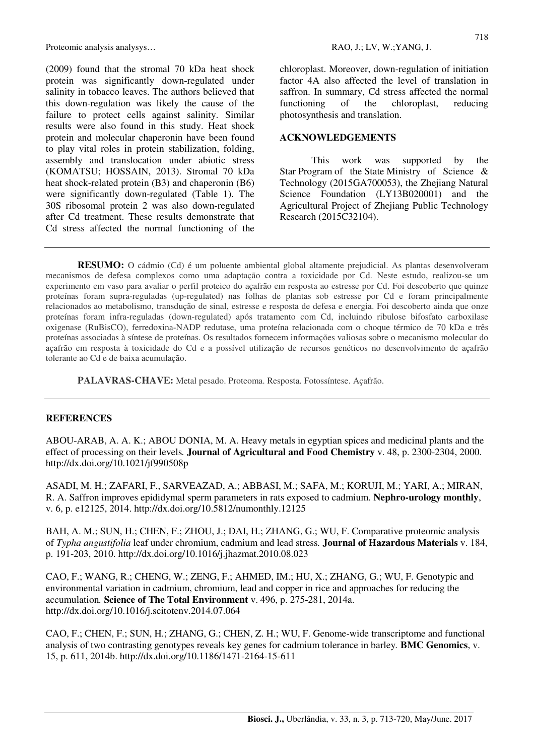(2009) found that the stromal 70 kDa heat shock protein was significantly down-regulated under salinity in tobacco leaves. The authors believed that this down-regulation was likely the cause of the failure to protect cells against salinity. Similar results were also found in this study. Heat shock protein and molecular chaperonin have been found to play vital roles in protein stabilization, folding, assembly and translocation under abiotic stress (KOMATSU; HOSSAIN, 2013). Stromal 70 kDa heat shock-related protein (B3) and chaperonin (B6) were significantly down-regulated (Table 1). The 30S ribosomal protein 2 was also down-regulated after Cd treatment. These results demonstrate that Cd stress affected the normal functioning of the chloroplast. Moreover, down-regulation of initiation factor 4A also affected the level of translation in saffron. In summary, Cd stress affected the normal functioning of the chloroplast, reducing photosynthesis and translation.

## ACKNOWLEDGEMENTS

This work was supported by the Star Program of the State Ministry of Science & Technology (2015GA700053), the Zhejiang Natural Science Foundation (LY13B020001) and the Agricultural Project of Zhejiang Public Technology Research (2015C32104).

---

**RESUMO:** O cádmio (Cd) é um poluente ambiental global altamente prejudicial. As plantas desenvolveram mecanismos de defesa complexos como uma adaptação contra a toxicidade por Cd. Neste estudo, realizou-se um experimento em vaso para avaliar o perfil proteico do açafrão em resposta ao estresse por Cd. Foi descoberto que quinze proteínas foram supra-reguladas (up-regulated) nas folhas de plantas sob estresse por Cd e foram principalmente relacionados ao metabolismo, transdução de sinal, estresse e resposta de defesa e energia. Foi descoberto ainda que onze proteínas foram infra-reguladas (down-regulated) após tratamento com Cd, incluindo ribulose bifosfato carboxilase oxigenase (RuBisCO), ferredoxina-NADP redutase, uma proteína relacionada com o choque térmico de 70 kDa e três proteínas associadas à síntese de proteínas. Os resultados fornecem informações valiosas sobre o mecanismo molecular do açafrão em resposta à toxicidade do Cd e a possível utilização de recursos genéticos no desenvolvimento de açafrão tolerante ao Cd e de baixa acumulação.

**PALAVRAS-CHAVE:** Metal pesado. Proteoma. Resposta. Fotossíntese. Açafrão.

---

## REFERENCES

ABOU-ARAB, A. A. K.; ABOU DONIA, M. A. Heavy metals in egyptian spices and medicinal plants and the effect of processing on their levels. **Journal of Agricultural and Food Chemistry** v. 48, p. 2300-2304, 2000. http://dx.doi.org/10.1021/jf990508p

ASADI, M. H.; ZAFARI, F., SARVEAZAD, A.; ABBASI, M.; SAFA, M.; KORUJI, M.; YARI, A.; MIRAN, R. A. Saffron improves epididymal sperm parameters in rats exposed to cadmium. **Nephro-urology monthly**, v. 6, p. e12125, 2014. http://dx.doi.org/10.5812/numonthly.12125

BAH, A. M.; SUN, H.; CHEN, F.; ZHOU, J.; DAI, H.; ZHANG, G.; WU, F. Comparative proteomic analysis of *Typha angustifolia* leaf under chromium, cadmium and lead stress. **Journal of Hazardous Materials** v. 184, p. 191-203, 2010. http://dx.doi.org/10.1016/j.jhazmat.2010.08.023

CAO, F.; WANG, R.; CHENG, W.; ZENG, F.; AHMED, IM.; HU, X.; ZHANG, G.; WU, F. Genotypic and environmental variation in cadmium, chromium, lead and copper in rice and approaches for reducing the accumulation. **Science of The Total Environment** v. 496, p. 275-281, 2014a. http://dx.doi.org/10.1016/j.scitotenv.2014.07.064

CAO, F.; CHEN, F.; SUN, H.; ZHANG, G.; CHEN, Z. H.; WU, F. Genome-wide transcriptome and functional analysis of two contrasting genotypes reveals key genes for cadmium tolerance in barley. **BMC Genomics**, v. 15, p. 611, 2014b. http://dx.doi.org/10.1186/1471-2164-15-611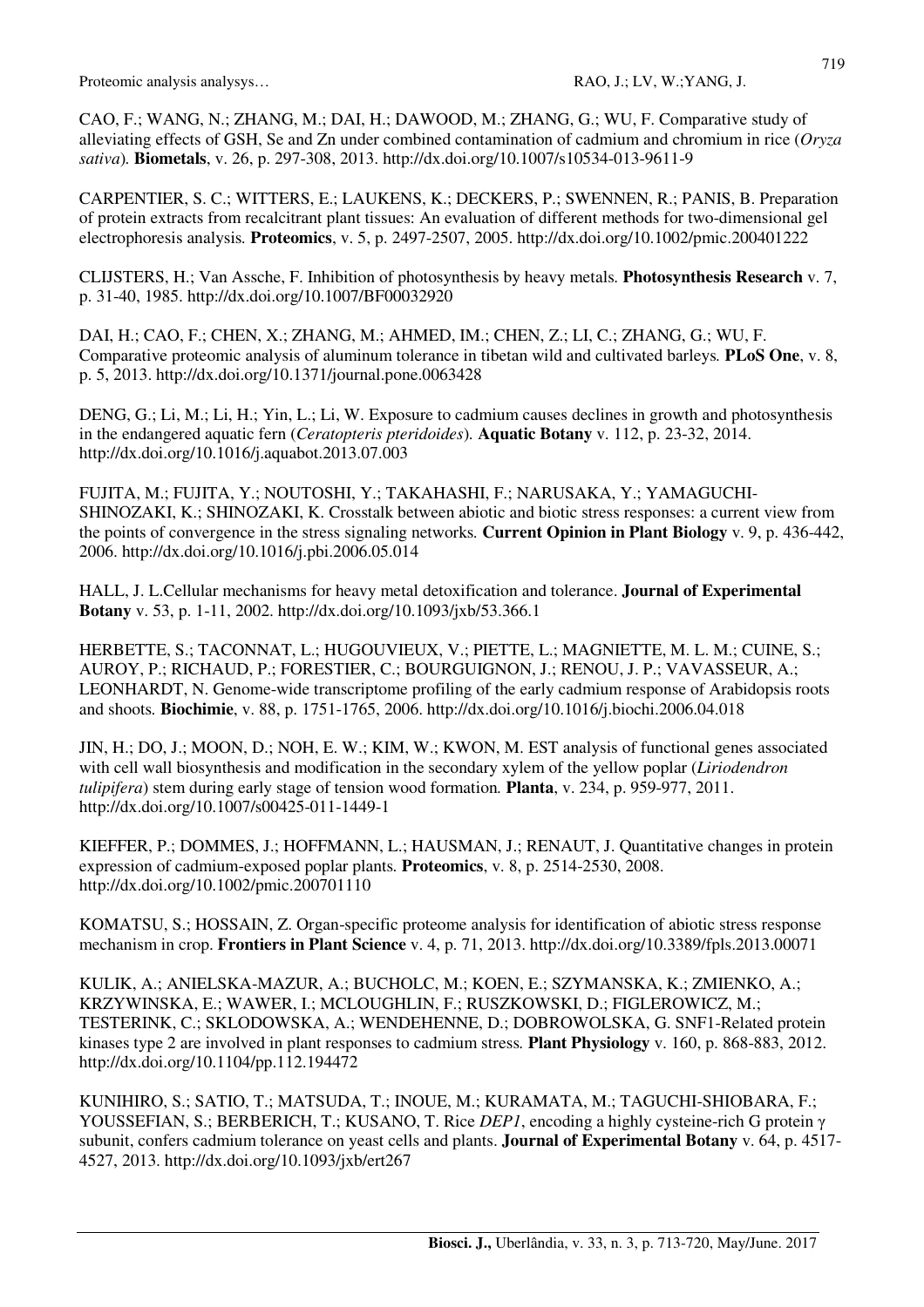CAO, F.; WANG, N.; ZHANG, M.; DAI, H.; DAWOOD, M.; ZHANG, G.; WU, F. Comparative study of alleviating effects of GSH, Se and Zn under combined contamination of cadmium and chromium in rice (*Oryza sativa*). **Biometals**, v. 26, p. 297-308, 2013. http://dx.doi.org/10.1007/s10534-013-9611-9

CARPENTIER, S. C.; WITTERS, E.; LAUKENS, K.; DECKERS, P.; SWENNEN, R.; PANIS, B. Preparation of protein extracts from recalcitrant plant tissues: An evaluation of different methods for two-dimensional gel electrophoresis analysis. **Proteomics**, v. 5, p. 2497-2507, 2005. http://dx.doi.org/10.1002/pmic.200401222

CLIJSTERS, H.; Van Assche, F. Inhibition of photosynthesis by heavy metals. **Photosynthesis Research** v. 7, p. 31-40, 1985. http://dx.doi.org/10.1007/BF00032920

DAI, H.; CAO, F.; CHEN, X.; ZHANG, M.; AHMED, IM.; CHEN, Z.; LI, C.; ZHANG, G.; WU, F. Comparative proteomic analysis of aluminum tolerance in tibetan wild and cultivated barleys. **PLoS One**, v. 8, p. 5, 2013. http://dx.doi.org/10.1371/journal.pone.0063428

DENG, G.; Li, M.; Li, H.; Yin, L.; Li, W. Exposure to cadmium causes declines in growth and photosynthesis in the endangered aquatic fern (*Ceratopteris pteridoides*). **Aquatic Botany** v. 112, p. 23-32, 2014. http://dx.doi.org/10.1016/j.aquabot.2013.07.003

FUJITA, M.; FUJITA, Y.; NOUTOSHI, Y.; TAKAHASHI, F.; NARUSAKA, Y.; YAMAGUCHI-SHINOZAKI, K.; SHINOZAKI, K. Crosstalk between abiotic and biotic stress responses: a current view from the points of convergence in the stress signaling networks. **Current Opinion in Plant Biology** v. 9, p. 436-442, 2006. http://dx.doi.org/10.1016/j.pbi.2006.05.014

HALL, J. L.Cellular mechanisms for heavy metal detoxification and tolerance. **Journal of Experimental Botany** v. 53, p. 1-11, 2002. http://dx.doi.org/10.1093/jxb/53.366.1

HERBETTE, S.; TACONNAT, L.; HUGOUVIEUX, V.; PIETTE, L.; MAGNIETTE, M. L. M.; CUINE, S.; AUROY, P.; RICHAUD, P.; FORESTIER, C.; BOURGUIGNON, J.; RENOU, J. P.; VAVASSEUR, A.; LEONHARDT, N. Genome-wide transcriptome profiling of the early cadmium response of Arabidopsis roots and shoots. **Biochimie**, v. 88, p. 1751-1765, 2006. http://dx.doi.org/10.1016/j.biochi.2006.04.018

JIN, H.; DO, J.; MOON, D.; NOH, E. W.; KIM, W.; KWON, M. EST analysis of functional genes associated with cell wall biosynthesis and modification in the secondary xylem of the yellow poplar (*Liriodendron tulipifera*) stem during early stage of tension wood formation. **Planta**, v. 234, p. 959-977, 2011. http://dx.doi.org/10.1007/s00425-011-1449-1

KIEFFER, P.; DOMMES, J.; HOFFMANN, L.; HAUSMAN, J.; RENAUT, J. Quantitative changes in protein expression of cadmium-exposed poplar plants. **Proteomics**, v. 8, p. 2514-2530, 2008. http://dx.doi.org/10.1002/pmic.200701110

KOMATSU, S.; HOSSAIN, Z. Organ-specific proteome analysis for identification of abiotic stress response mechanism in crop. **Frontiers in Plant Science** v. 4, p. 71, 2013. http://dx.doi.org/10.3389/fpls.2013.00071

KULIK, A.; ANIELSKA-MAZUR, A.; BUCHOLC, M.; KOEN, E.; SZYMANSKA, K.; ZMIENKO, A.; KRZYWINSKA, E.; WAWER, I.; MCLOUGHLIN, F.; RUSZKOWSKI, D.; FIGLEROWICZ, M.; TESTERINK, C.; SKLODOWSKA, A.; WENDEHENNE, D.; DOBROWOLSKA, G. SNF1-Related protein kinases type 2 are involved in plant responses to cadmium stress. **Plant Physiology** v. 160, p. 868-883, 2012. http://dx.doi.org/10.1104/pp.112.194472

KUNIHIRO, S.; SATIO, T.; MATSUDA, T.; INOUE, M.; KURAMATA, M.; TAGUCHI-SHIOBARA, F.; YOUSSEFIAN, S.; BERBERICH, T.; KUSANO, T. Rice *DEP1*, encoding a highly cysteine-rich G protein γ subunit, confers cadmium tolerance on yeast cells and plants. **Journal of Experimental Botany** v. 64, p. 4517-4527, 2013. http://dx.doi.org/10.1093/jxb/ert267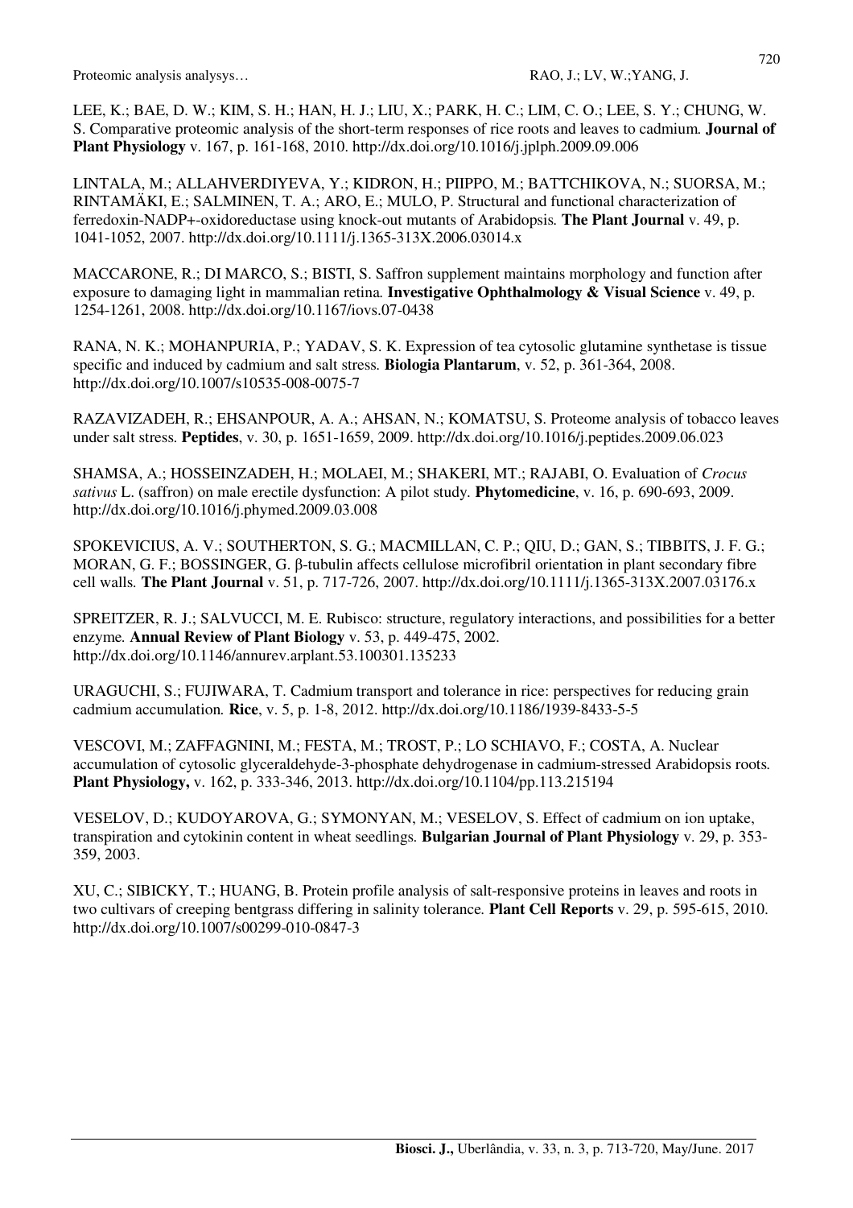LEE, K.; BAE, D. W.; KIM, S. H.; HAN, H. J.; LIU, X.; PARK, H. C.; LIM, C. O.; LEE, S. Y.; CHUNG, W. S. Comparative proteomic analysis of the short-term responses of rice roots and leaves to cadmium. **Journal of Plant Physiology** v. 167, p. 161-168, 2010. http://dx.doi.org/10.1016/j.jplph.2009.09.006

LINTALA, M.; ALLAHVERDIYEVA, Y.; KIDRON, H.; PIIPPO, M.; BATTCHIKOVA, N.; SUORSA, M.; RINTAMÄKI, E.; SALMINEN, T. A.; ARO, E.; MULO, P. Structural and functional characterization of ferredoxin-NADP+-oxidoreductase using knock-out mutants of Arabidopsis. **The Plant Journal** v. 49, p. 1041-1052, 2007. http://dx.doi.org/10.1111/j.1365-313X.2006.03014.x

MACCARONE, R.; DI MARCO, S.; BISTI, S. Saffron supplement maintains morphology and function after exposure to damaging light in mammalian retina. **Investigative Ophthalmology & Visual Science** v. 49, p. 1254-1261, 2008. http://dx.doi.org/10.1167/iovs.07-0438

RANA, N. K.; MOHANPURIA, P.; YADAV, S. K. Expression of tea cytosolic glutamine synthetase is tissue specific and induced by cadmium and salt stress. **Biologia Plantarum**, v. 52, p. 361-364, 2008. http://dx.doi.org/10.1007/s10535-008-0075-7

RAZAVIZADEH, R.; EHSANPOUR, A. A.; AHSAN, N.; KOMATSU, S. Proteome analysis of tobacco leaves under salt stress. **Peptides**, v. 30, p. 1651-1659, 2009. http://dx.doi.org/10.1016/j.peptides.2009.06.023

SHAMSA, A.; HOSSEINZADEH, H.; MOLAEI, M.; SHAKERI, MT.; RAJABI, O. Evaluation of *Crocus sativus* L. (saffron) on male erectile dysfunction: A pilot study. **Phytomedicine**, v. 16, p. 690-693, 2009. http://dx.doi.org/10.1016/j.phymed.2009.03.008

SPOKEVICIUS, A. V.; SOUTHERTON, S. G.; MACMILLAN, C. P.; QIU, D.; GAN, S.; TIBBITS, J. F. G.; MORAN, G. F.; BOSSINGER, G. β-tubulin affects cellulose microfibril orientation in plant secondary fibre cell walls. **The Plant Journal** v. 51, p. 717-726, 2007. http://dx.doi.org/10.1111/j.1365-313X.2007.03176.x

SPREITZER, R. J.; SALVUCCI, M. E. Rubisco: structure, regulatory interactions, and possibilities for a better enzyme. **Annual Review of Plant Biology** v. 53, p. 449-475, 2002. http://dx.doi.org/10.1146/annurev.arplant.53.100301.135233

URAGUCHI, S.; FUJIWARA, T. Cadmium transport and tolerance in rice: perspectives for reducing grain cadmium accumulation. **Rice**, v. 5, p. 1-8, 2012. http://dx.doi.org/10.1186/1939-8433-5-5

VESCOVI, M.; ZAFFAGNINI, M.; FESTA, M.; TROST, P.; LO SCHIAVO, F.; COSTA, A. Nuclear accumulation of cytosolic glyceraldehyde-3-phosphate dehydrogenase in cadmium-stressed Arabidopsis roots. **Plant Physiology,** v. 162, p. 333-346, 2013. http://dx.doi.org/10.1104/pp.113.215194

VESELOV, D.; KUDOYAROVA, G.; SYMONYAN, M.; VESELOV, S. Effect of cadmium on ion uptake, transpiration and cytokinin content in wheat seedlings. **Bulgarian Journal of Plant Physiology** v. 29, p. 353-359, 2003.

XU, C.; SIBICKY, T.; HUANG, B. Protein profile analysis of salt-responsive proteins in leaves and roots in two cultivars of creeping bentgrass differing in salinity tolerance. **Plant Cell Reports** v. 29, p. 595-615, 2010. http://dx.doi.org/10.1007/s00299-010-0847-3